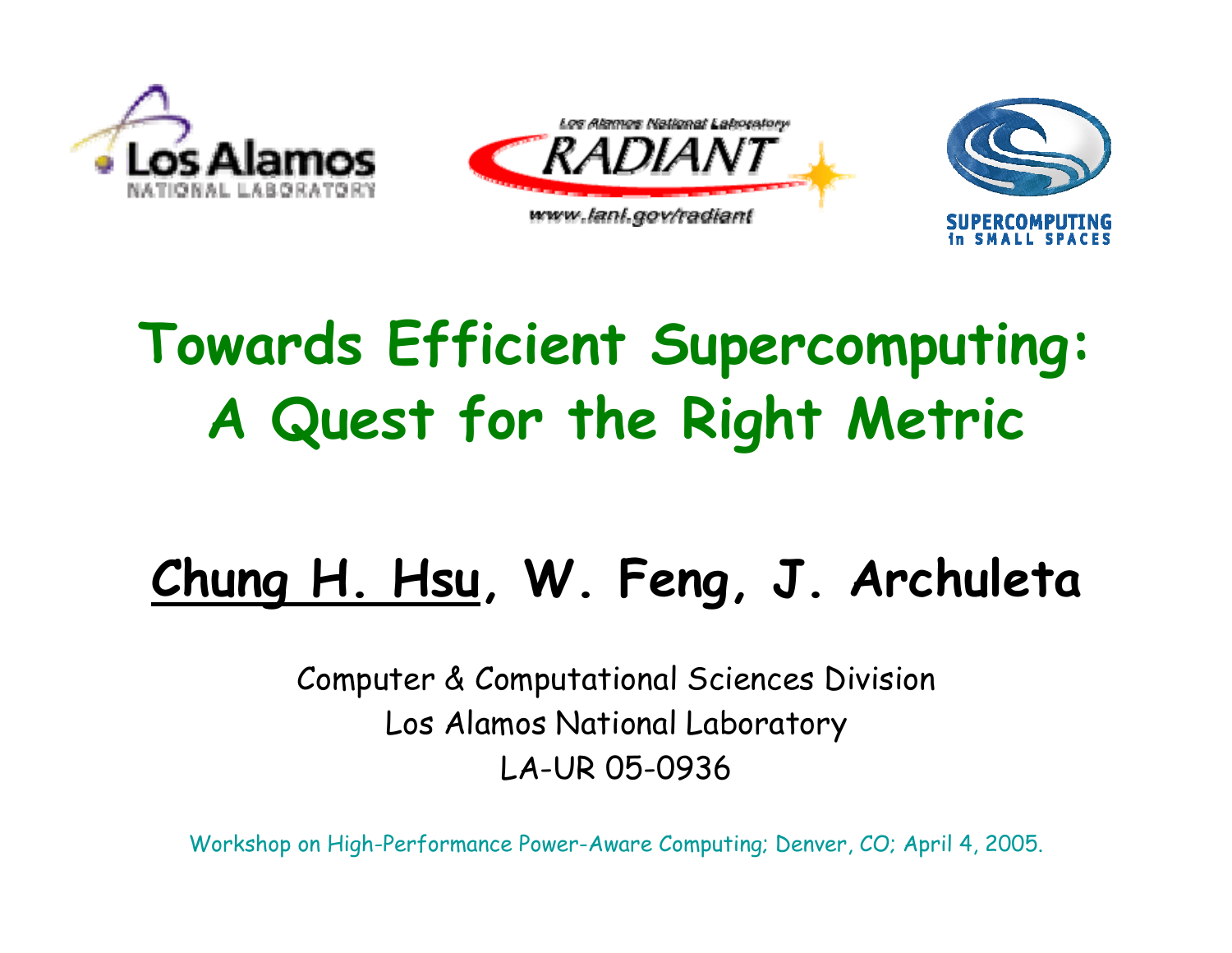# Towards Efficient Supercomputing: A Quest for the Right Metric

**Chung H. Hsu, W. Feng, J. Archuleta**

Computer & Computational Sciences Division
Los Alamos National Laboratory
LA-UR 05-0936

Workshop on High-Performance Power-Aware Computing; Denver, CO; April 4, 2005.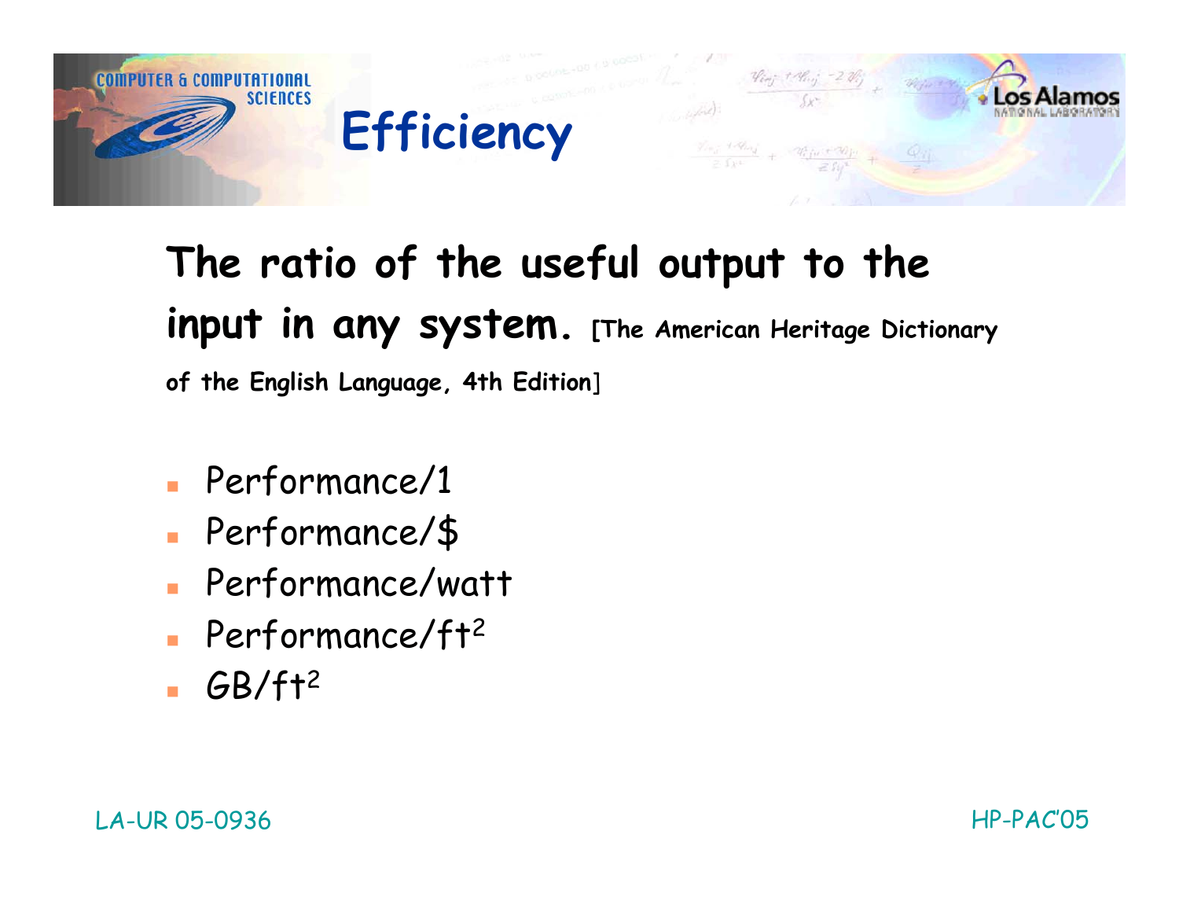# Efficiency

**The ratio of the useful output to the input in any system.** **[The American Heritage Dictionary of the English Language, 4th Edition]**

- Performance/1
- Performance/$
- Performance/watt
- Performance/$ft^2$
- GB/$ft^2$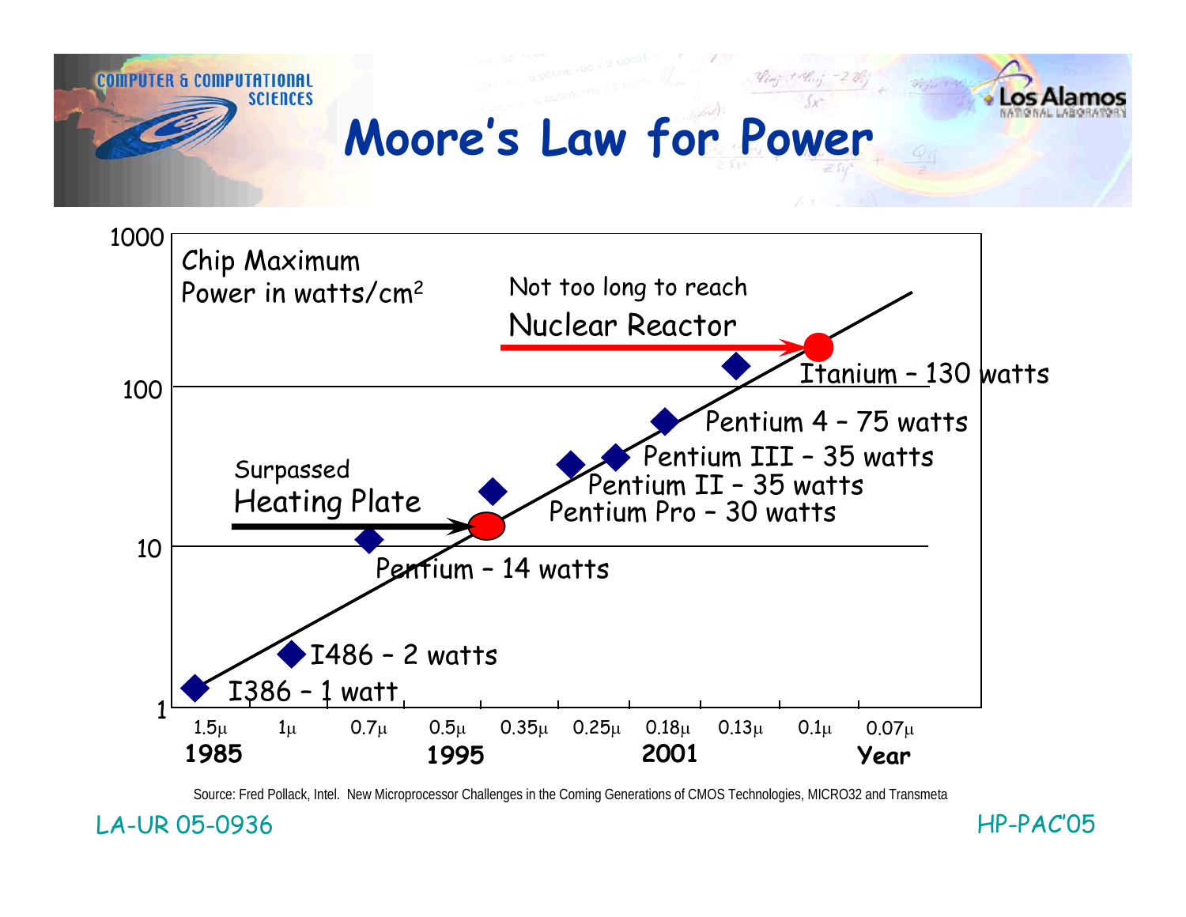# Moore's Law for Power

Chip Maximum Power in watts/cm²

Not too long to reach Nuclear Reactor

Surpassed Heating Plate

- I386 – 1 watt
- I486 – 2 watts
- Pentium – 14 watts
- Pentium Pro – 30 watts
- Pentium II – 35 watts
- Pentium III – 35 watts
- Pentium 4 – 75 watts
- Itanium – 130 watts

Y-axis: 1, 10, 100, 1000

X-axis: 1.5μ, 1μ, 0.7μ, 0.5μ, 0.35μ, 0.25μ, 0.18μ, 0.13μ, 0.1μ, 0.07μ

Year: 1985, 1995, 2001

Source: Fred Pollack, Intel. New Microprocessor Challenges in the Coming Generations of CMOS Technologies, MICRO32 and Transmeta

LA-UR 05-0936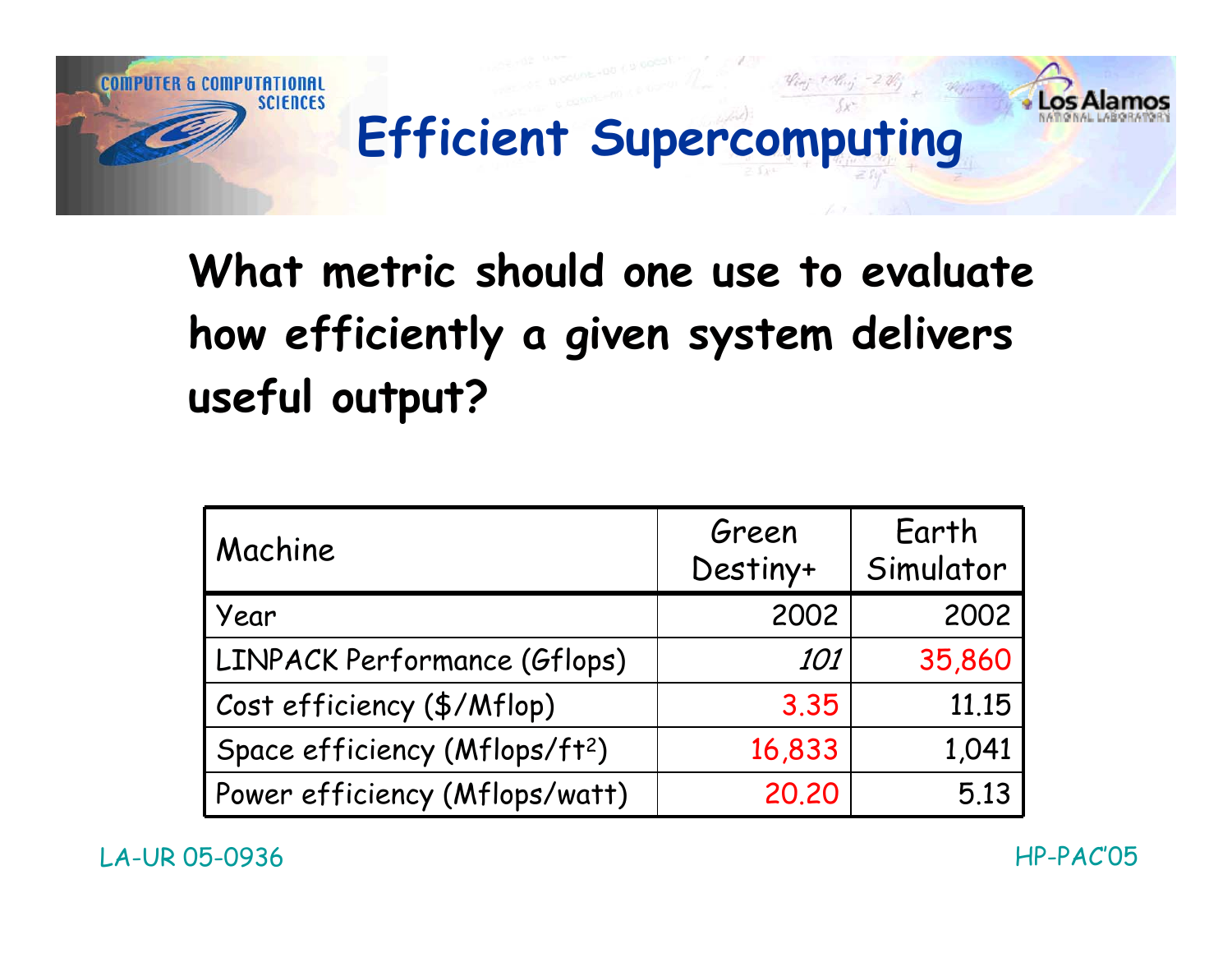# Efficient Supercomputing

**What metric should one use to evaluate how efficiently a given system delivers useful output?**

| Machine | Green Destiny+ | Earth Simulator |
|---|---|---|
| Year | 2002 | 2002 |
| LINPACK Performance (Gflops) | *101* | 35,860 |
| Cost efficiency ($/Mflop) | 3.35 | 11.15 |
| Space efficiency (Mflops/ft$^2$) | 16,833 | 1,041 |
| Power efficiency (Mflops/watt) | 20.20 | 5.13 |

LA-UR 05-0936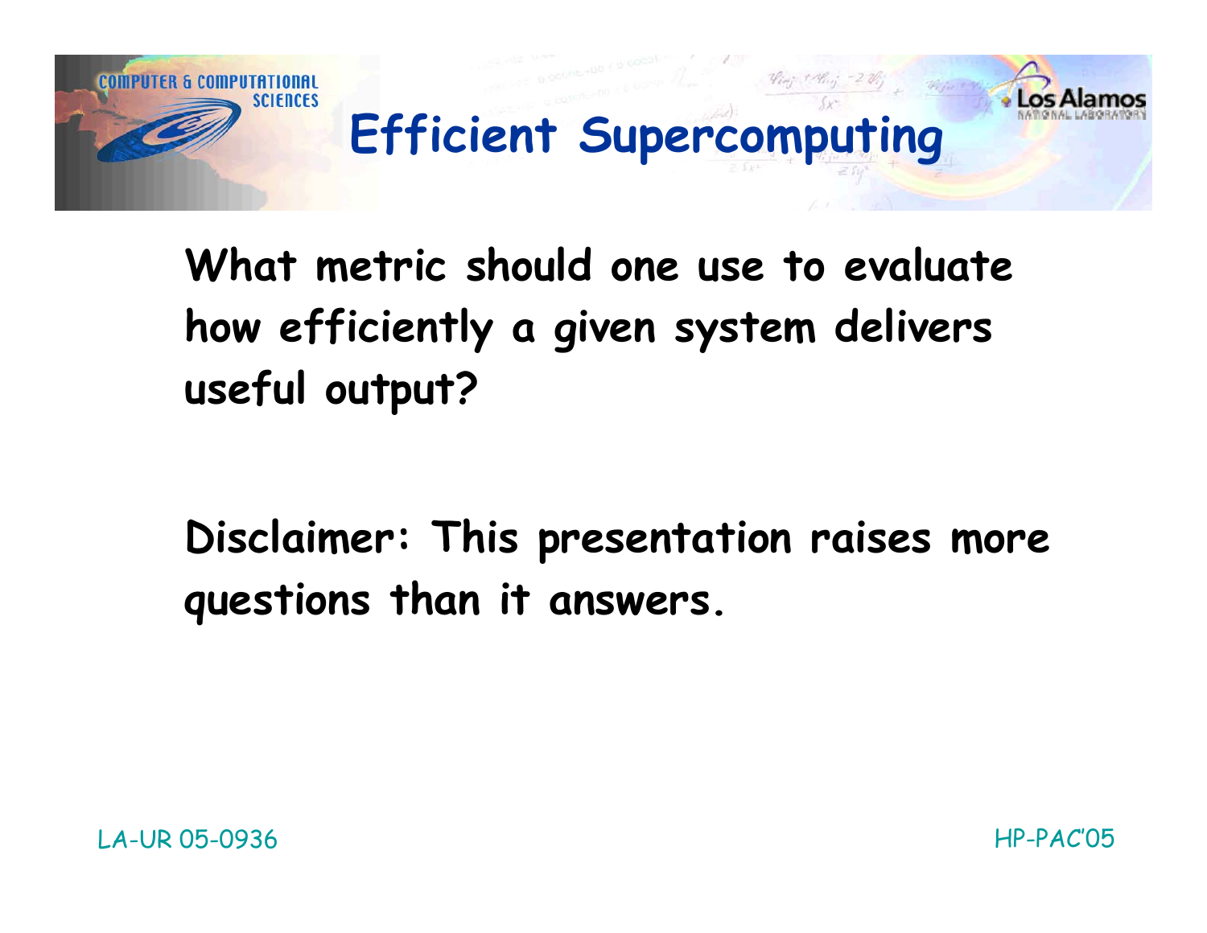# Efficient Supercomputing

What metric should one use to evaluate how efficiently a given system delivers useful output?

Disclaimer: This presentation raises more questions than it answers.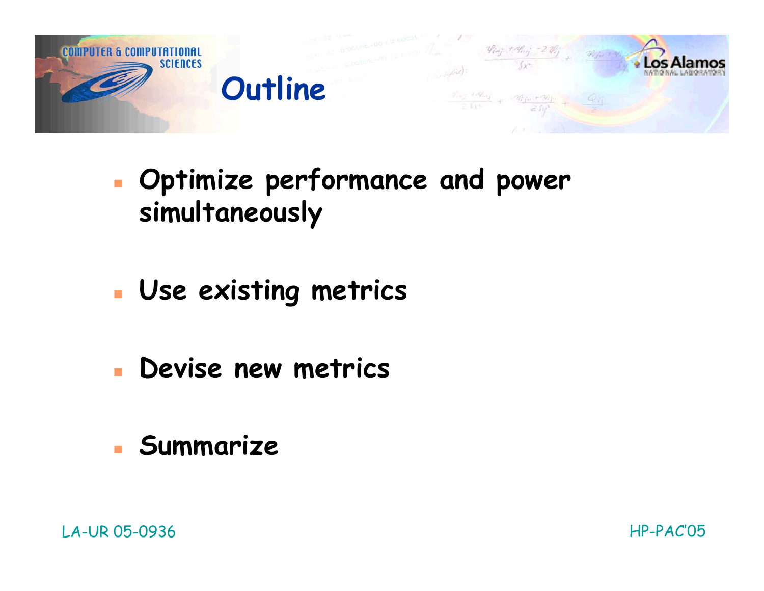# Outline

- Optimize performance and power simultaneously
- Use existing metrics
- Devise new metrics
- Summarize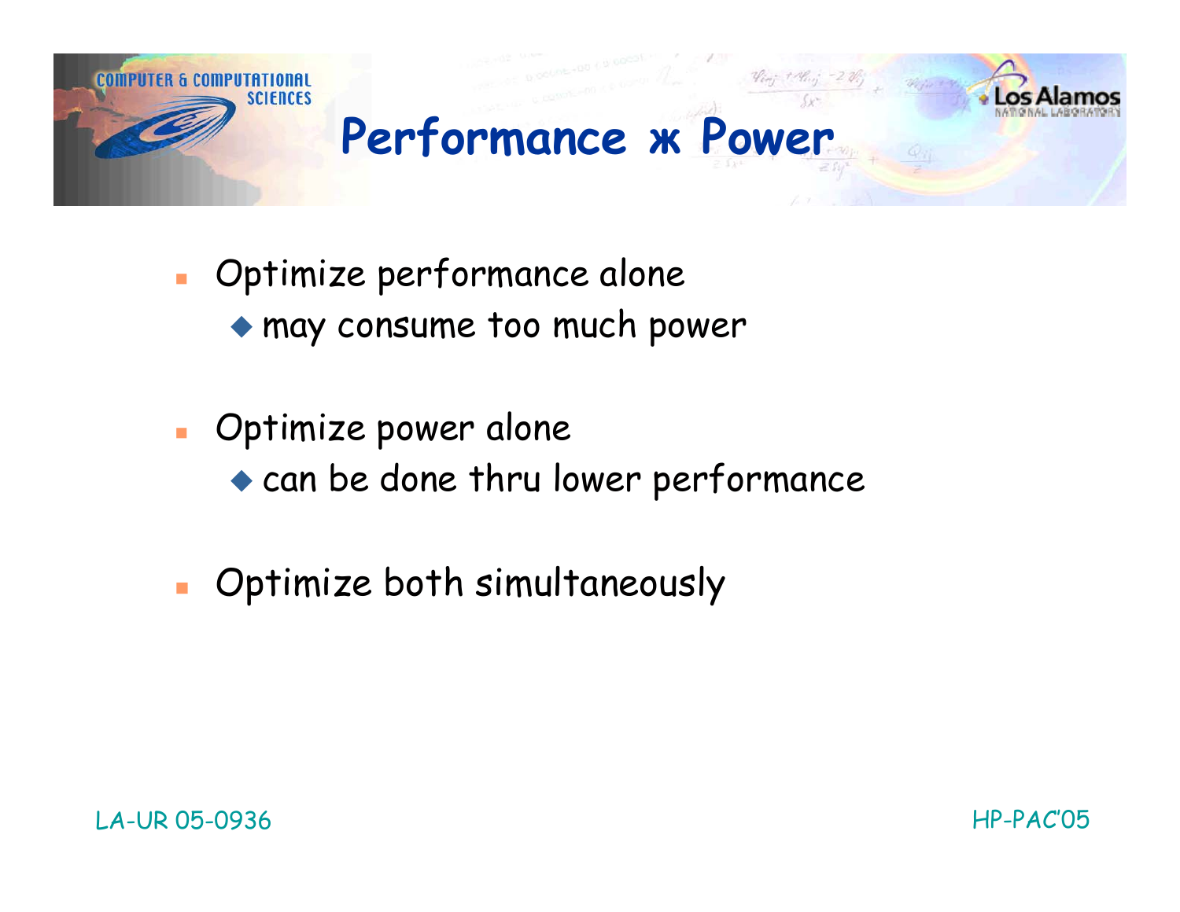# Performance ж Power

- Optimize performance alone
  - may consume too much power
- Optimize power alone
  - can be done thru lower performance
- Optimize both simultaneously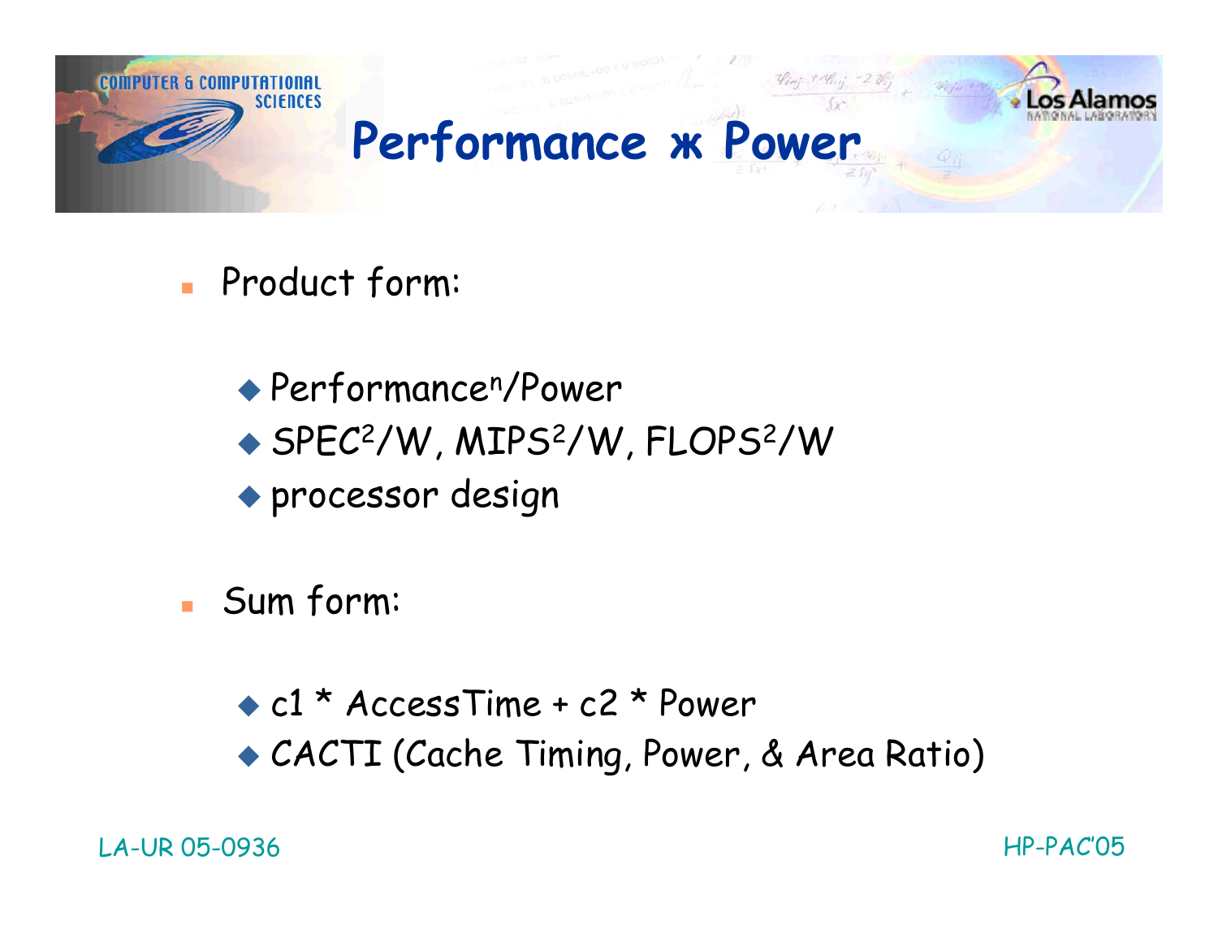# Performance ж Power

- Product form:
  - $Performance^n/Power$
  - $SPEC^2/W$, $MIPS^2/W$, $FLOPS^2/W$
  - processor design
- Sum form:
  - c1 * AccessTime + c2 * Power
  - CACTI (Cache Timing, Power, & Area Ratio)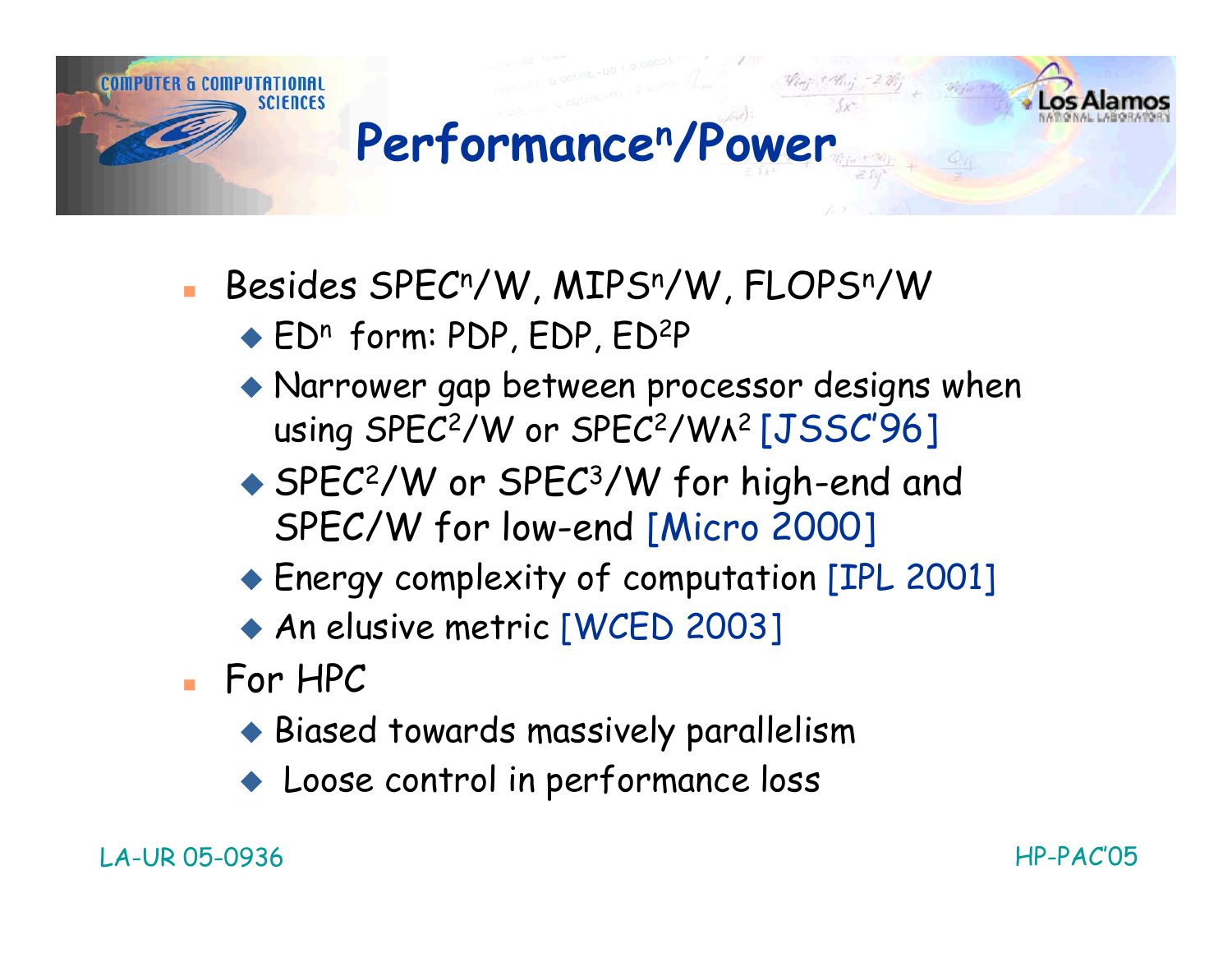# $Performance^n/Power$

- Besides $SPEC^n/W$, $MIPS^n/W$, $FLOPS^n/W$
  - $ED^n$ form: PDP, EDP, $ED^2P$
  - Narrower gap between processor designs when using $SPEC^2/W$ or $SPEC^2/W\lambda^2$ [JSSC'96]
  - $SPEC^2/W$ or $SPEC^3/W$ for high-end and SPEC/W for low-end [Micro 2000]
  - Energy complexity of computation [IPL 2001]
  - An elusive metric [WCED 2003]
- For HPC
  - Biased towards massively parallelism
  - Loose control in performance loss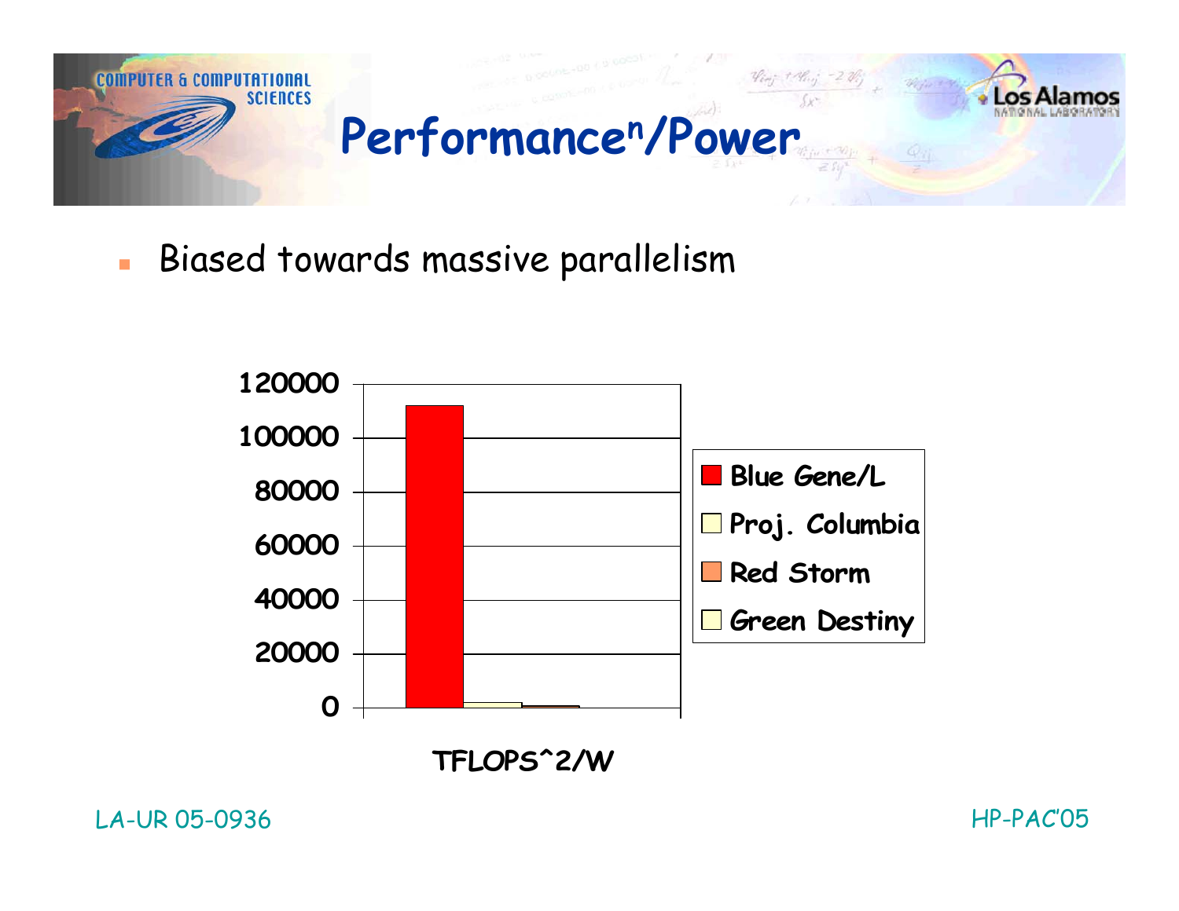# Performance$^n$/Power

- Biased towards massive parallelism

| | TFLOPS^2/W |
|---|---|
| Blue Gene/L | ~112000 |
| Proj. Columbia | ~2000 |
| Red Storm | ~700 |
| Green Destiny | ~0 |

TFLOPS^2/W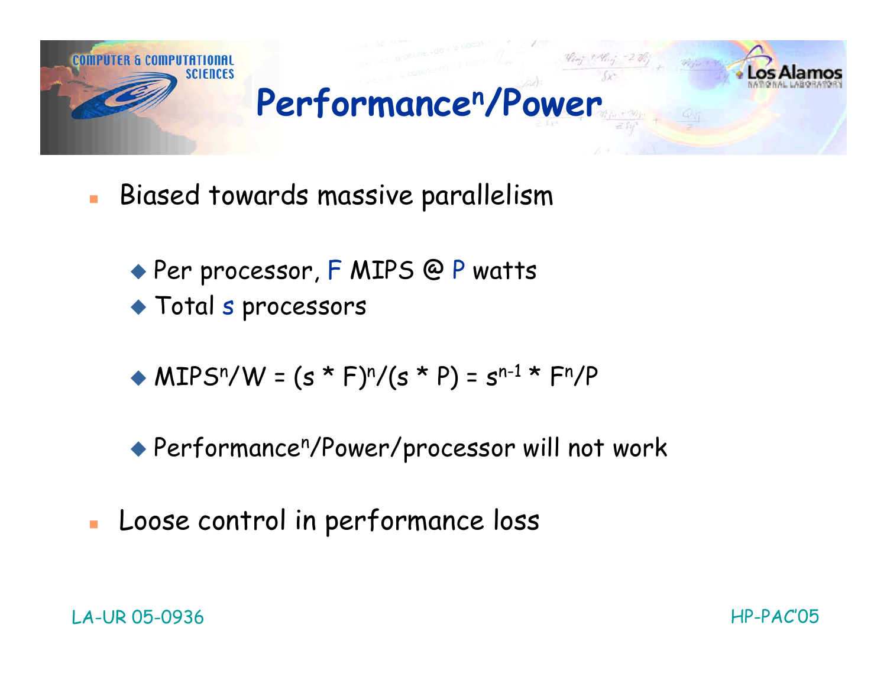# $\text{Performance}^n/\text{Power}$

- Biased towards massive parallelism
  - Per processor, F MIPS @ P watts
  - Total s processors
  - $\text{MIPS}^n/W = (s * F)^n/(s * P) = s^{n-1} * F^n/P$
  - $\text{Performance}^n/\text{Power}/\text{processor}$ will not work
- Loose control in performance loss

LA-UR 05-0936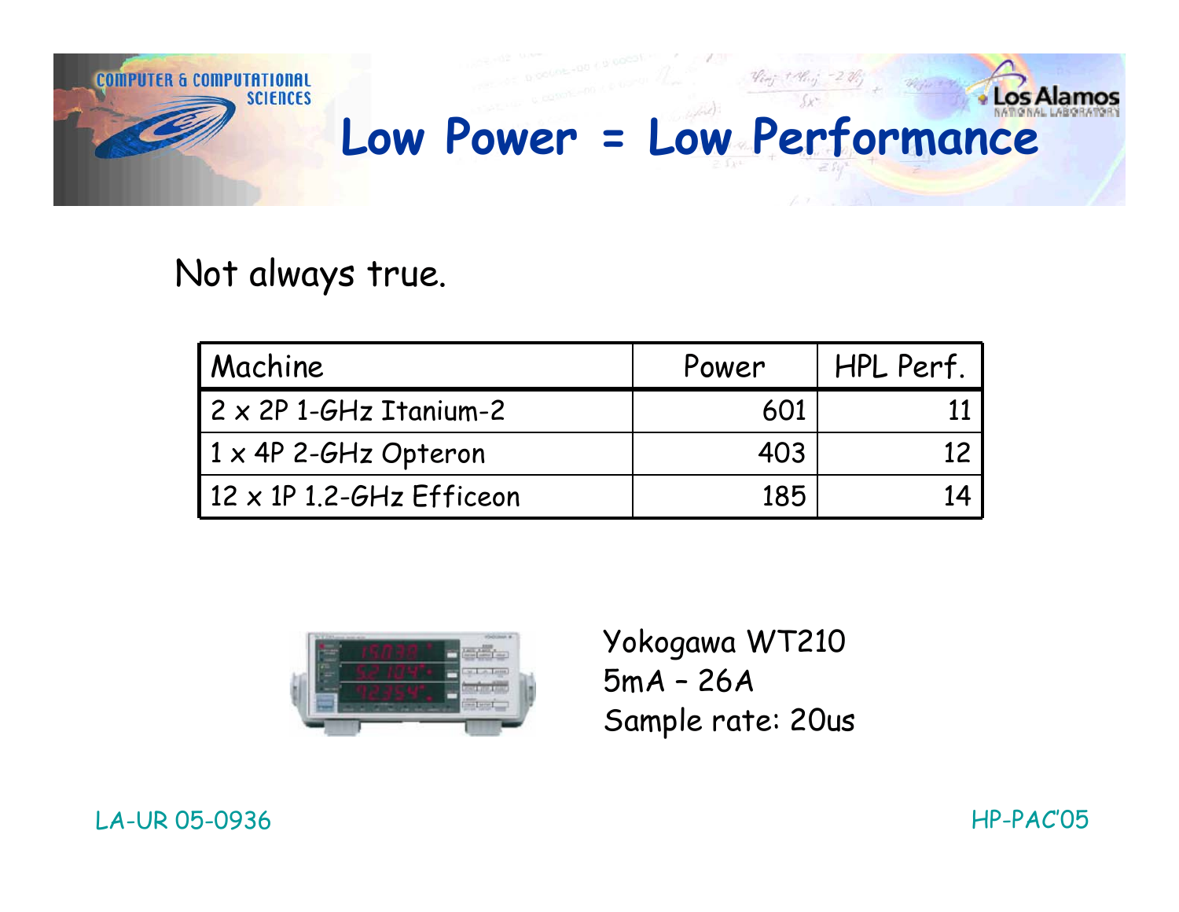# Low Power = Low Performance

Not always true.

| Machine | Power | HPL Perf. |
| --- | ---: | ---: |
| 2 x 2P 1-GHz Itanium-2 | 601 | 11 |
| 1 x 4P 2-GHz Opteron | 403 | 12 |
| 12 x 1P 1.2-GHz Efficeon | 185 | 14 |

Yokogawa WT210
5mA – 26A
Sample rate: 20us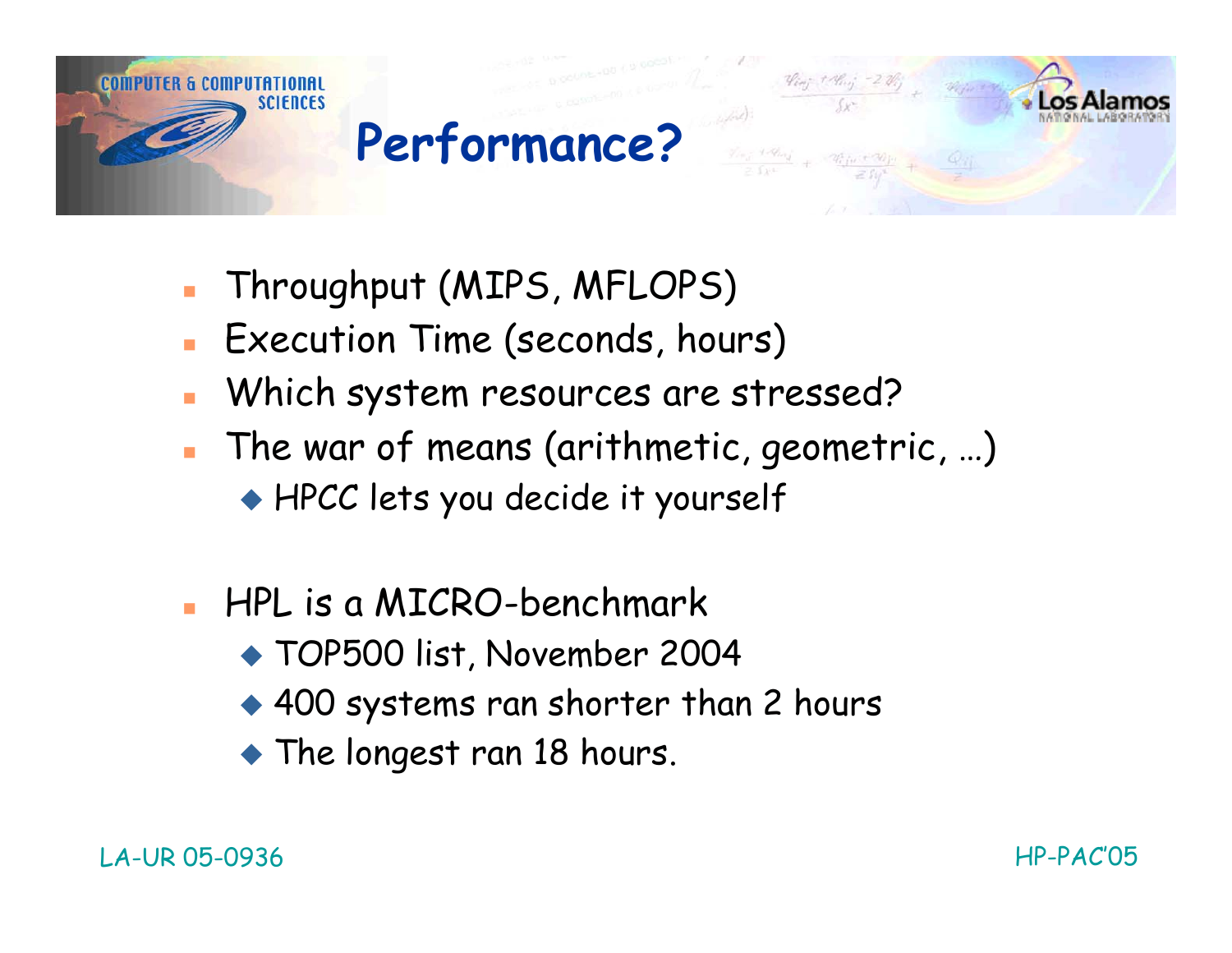# Performance?

- Throughput (MIPS, MFLOPS)
- Execution Time (seconds, hours)
- Which system resources are stressed?
- The war of means (arithmetic, geometric, …)
  - HPCC lets you decide it yourself

- HPL is a MICRO-benchmark
  - TOP500 list, November 2004
  - 400 systems ran shorter than 2 hours
  - The longest ran 18 hours.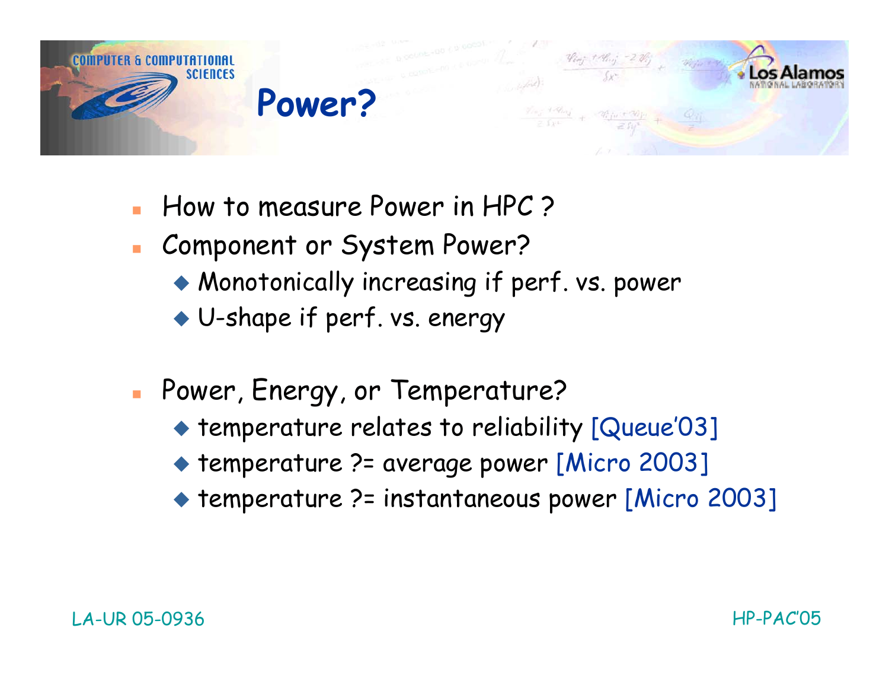# Power?

- How to measure Power in HPC ?
- Component or System Power?
  - Monotonically increasing if perf. vs. power
  - U-shape if perf. vs. energy
- Power, Energy, or Temperature?
  - temperature relates to reliability [Queue'03]
  - temperature ?= average power [Micro 2003]
  - temperature ?= instantaneous power [Micro 2003]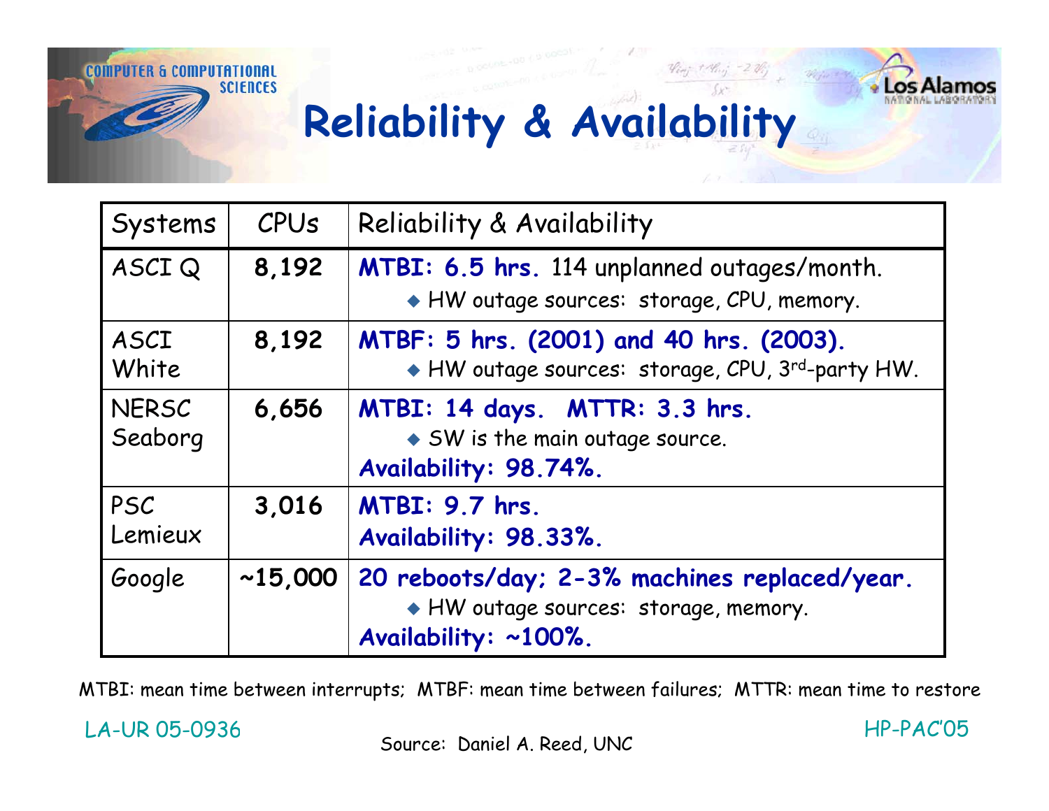# Reliability & Availability

| Systems | CPUs | Reliability & Availability |
|---|---|---|
| ASCI Q | **8,192** | **MTBI: 6.5 hrs.** 114 unplanned outages/month. ◆ HW outage sources: storage, CPU, memory. |
| ASCI White | **8,192** | **MTBF: 5 hrs. (2001) and 40 hrs. (2003).** ◆ HW outage sources: storage, CPU, 3rd-party HW. |
| NERSC Seaborg | **6,656** | **MTBI: 14 days. MTTR: 3.3 hrs.** ◆ SW is the main outage source. **Availability: 98.74%.** |
| PSC Lemieux | **3,016** | **MTBI: 9.7 hrs.** **Availability: 98.33%.** |
| Google | **~15,000** | **20 reboots/day; 2-3% machines replaced/year.** ◆ HW outage sources: storage, memory. **Availability: ~100%.** |

MTBI: mean time between interrupts; MTBF: mean time between failures; MTTR: mean time to restore

Source: Daniel A. Reed, UNC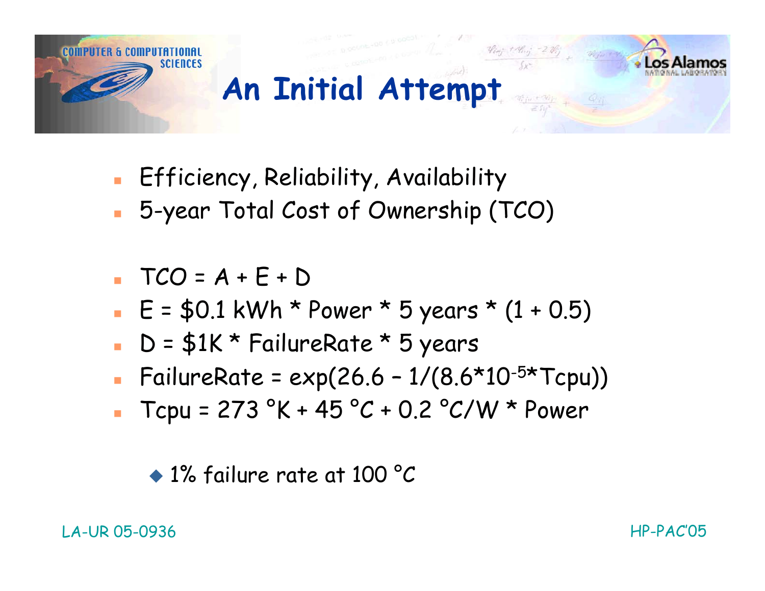# An Initial Attempt

- Efficiency, Reliability, Availability
- 5-year Total Cost of Ownership (TCO)

- $TCO = A + E + D$
- $E = \$0.1\ kWh * Power * 5\ years * (1 + 0.5)$
- $D = \$1K * FailureRate * 5\ years$
- $FailureRate = \exp(26.6 - 1/(8.6 * 10^{-5} * Tcpu))$
- $Tcpu = 273\ °K + 45\ °C + 0.2\ °C/W * Power$
  - 1% failure rate at 100 °C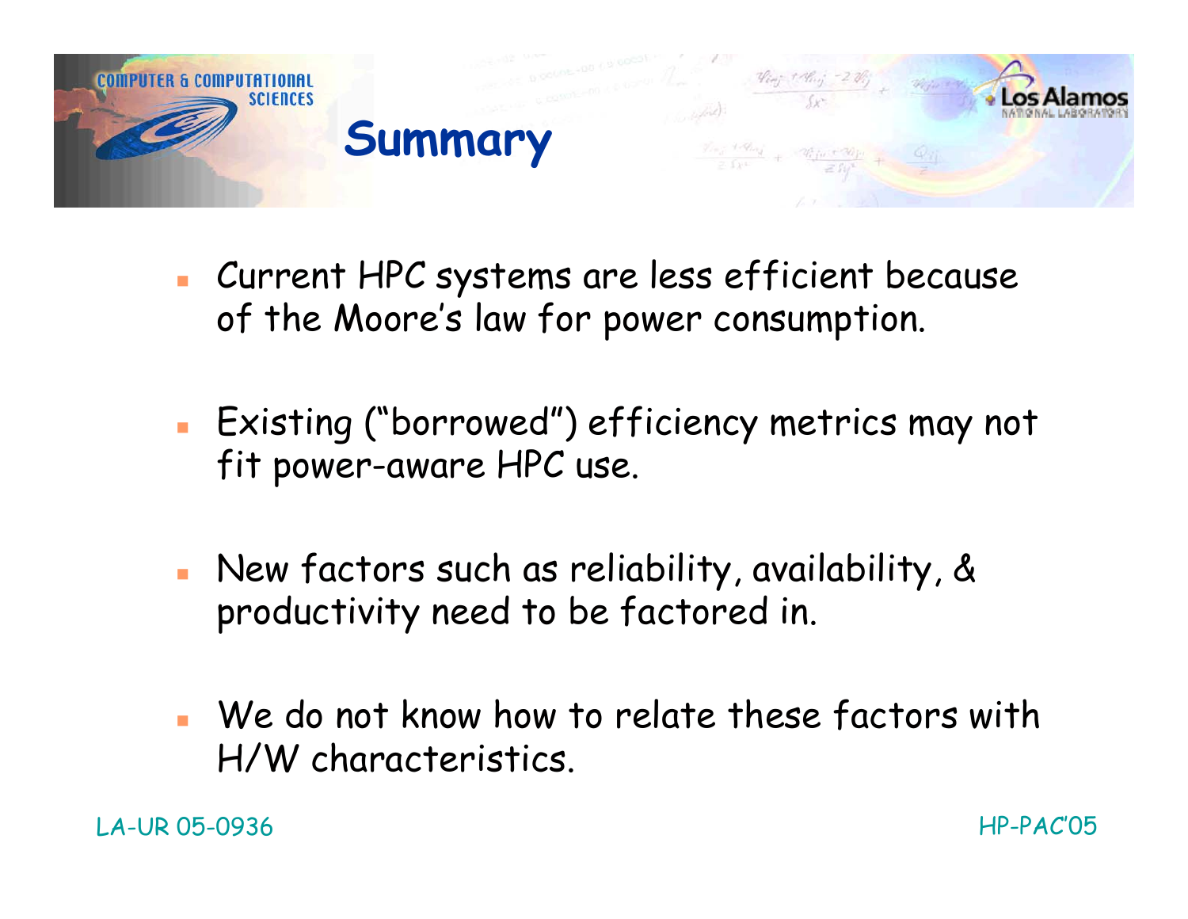# Summary

- Current HPC systems are less efficient because of the Moore's law for power consumption.

- Existing ("borrowed") efficiency metrics may not fit power-aware HPC use.

- New factors such as reliability, availability, & productivity need to be factored in.

- We do not know how to relate these factors with H/W characteristics.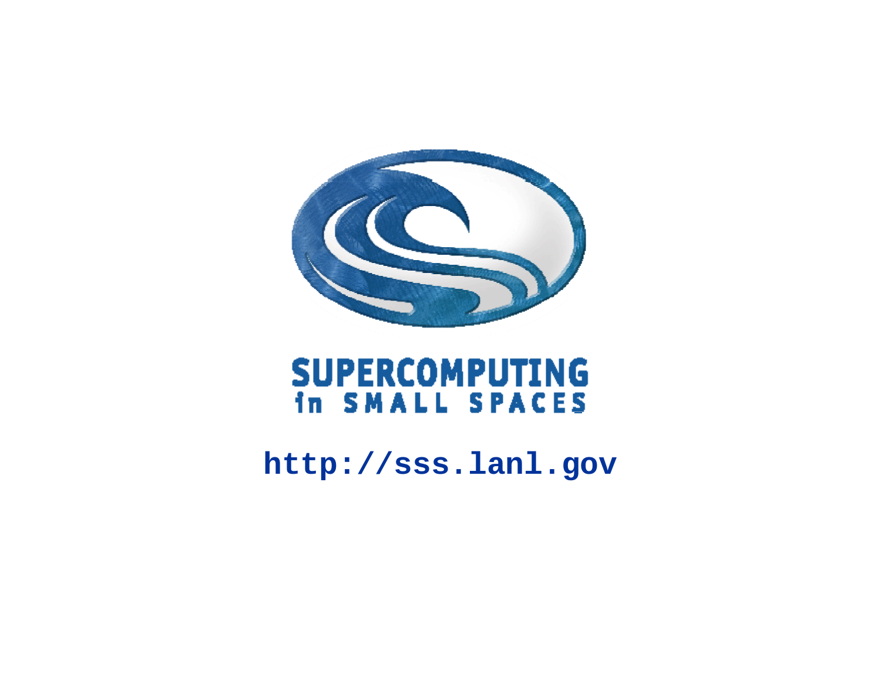SUPERCOMPUTING in SMALL SPACES

**http://sss.lanl.gov**